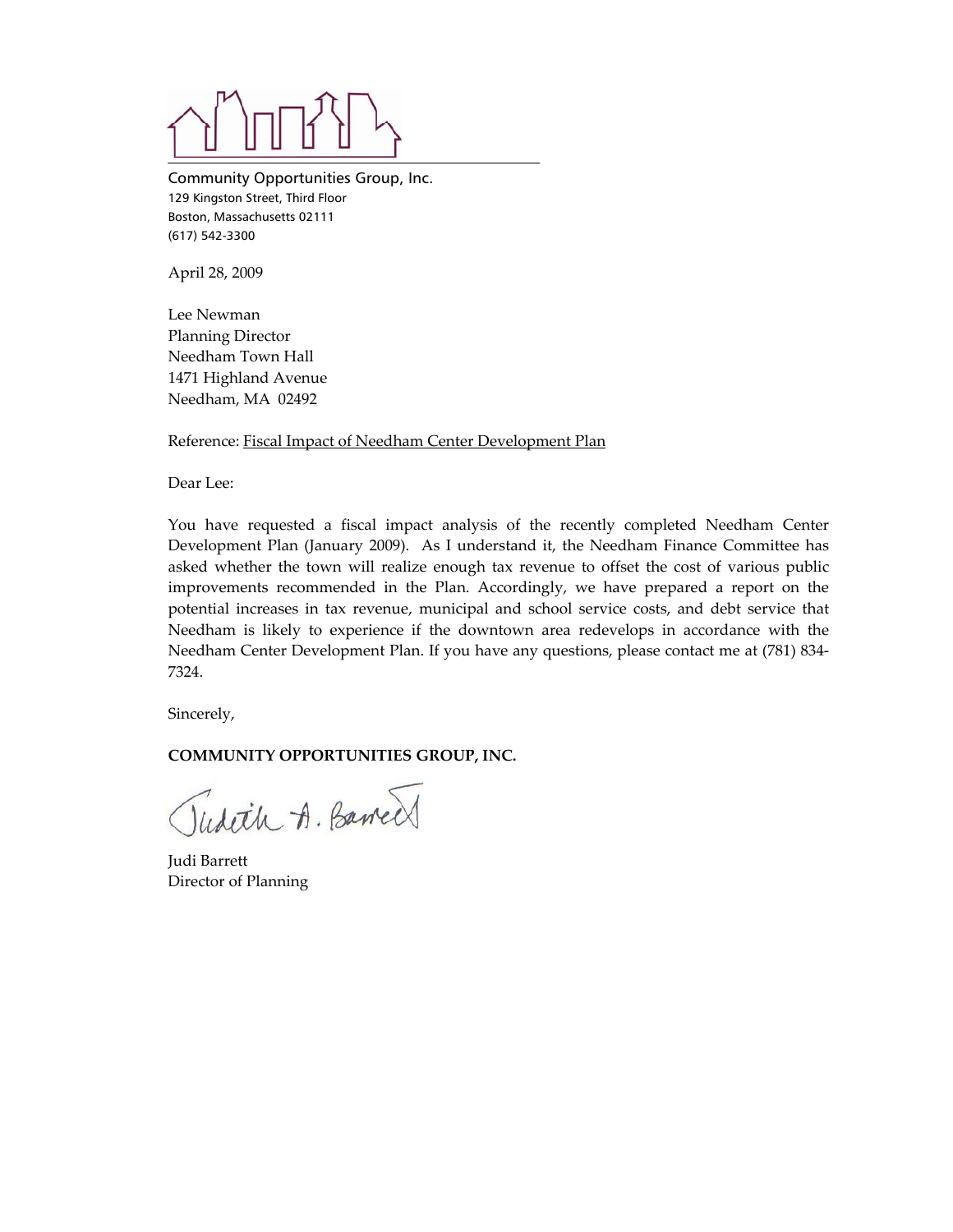Community Opportunities Group, Inc.
129 Kingston Street, Third Floor
Boston, Massachusetts 02111
(617) 542-3300

April 28, 2009

Lee Newman
Planning Director
Needham Town Hall
1471 Highland Avenue
Needham, MA 02492

Reference: Fiscal Impact of Needham Center Development Plan

Dear Lee:

You have requested a fiscal impact analysis of the recently completed Needham Center Development Plan (January 2009). As I understand it, the Needham Finance Committee has asked whether the town will realize enough tax revenue to offset the cost of various public improvements recommended in the Plan. Accordingly, we have prepared a report on the potential increases in tax revenue, municipal and school service costs, and debt service that Needham is likely to experience if the downtown area redevelops in accordance with the Needham Center Development Plan. If you have any questions, please contact me at (781) 834-7324.

Sincerely,

**COMMUNITY OPPORTUNITIES GROUP, INC.**

Judith A. Barrett

Judi Barrett
Director of Planning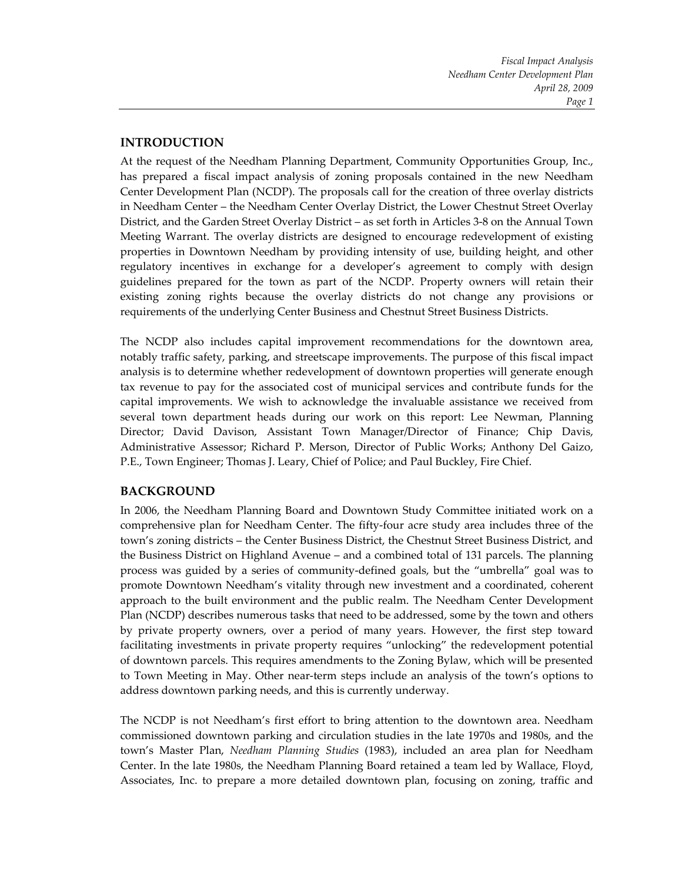## INTRODUCTION

At the request of the Needham Planning Department, Community Opportunities Group, Inc., has prepared a fiscal impact analysis of zoning proposals contained in the new Needham Center Development Plan (NCDP). The proposals call for the creation of three overlay districts in Needham Center – the Needham Center Overlay District, the Lower Chestnut Street Overlay District, and the Garden Street Overlay District – as set forth in Articles 3-8 on the Annual Town Meeting Warrant. The overlay districts are designed to encourage redevelopment of existing properties in Downtown Needham by providing intensity of use, building height, and other regulatory incentives in exchange for a developer's agreement to comply with design guidelines prepared for the town as part of the NCDP. Property owners will retain their existing zoning rights because the overlay districts do not change any provisions or requirements of the underlying Center Business and Chestnut Street Business Districts.

The NCDP also includes capital improvement recommendations for the downtown area, notably traffic safety, parking, and streetscape improvements. The purpose of this fiscal impact analysis is to determine whether redevelopment of downtown properties will generate enough tax revenue to pay for the associated cost of municipal services and contribute funds for the capital improvements. We wish to acknowledge the invaluable assistance we received from several town department heads during our work on this report: Lee Newman, Planning Director; David Davison, Assistant Town Manager/Director of Finance; Chip Davis, Administrative Assessor; Richard P. Merson, Director of Public Works; Anthony Del Gaizo, P.E., Town Engineer; Thomas J. Leary, Chief of Police; and Paul Buckley, Fire Chief.

## BACKGROUND

In 2006, the Needham Planning Board and Downtown Study Committee initiated work on a comprehensive plan for Needham Center. The fifty-four acre study area includes three of the town's zoning districts – the Center Business District, the Chestnut Street Business District, and the Business District on Highland Avenue – and a combined total of 131 parcels. The planning process was guided by a series of community-defined goals, but the "umbrella" goal was to promote Downtown Needham's vitality through new investment and a coordinated, coherent approach to the built environment and the public realm. The Needham Center Development Plan (NCDP) describes numerous tasks that need to be addressed, some by the town and others by private property owners, over a period of many years. However, the first step toward facilitating investments in private property requires "unlocking" the redevelopment potential of downtown parcels. This requires amendments to the Zoning Bylaw, which will be presented to Town Meeting in May. Other near-term steps include an analysis of the town's options to address downtown parking needs, and this is currently underway.

The NCDP is not Needham's first effort to bring attention to the downtown area. Needham commissioned downtown parking and circulation studies in the late 1970s and 1980s, and the town's Master Plan, *Needham Planning Studies* (1983), included an area plan for Needham Center. In the late 1980s, the Needham Planning Board retained a team led by Wallace, Floyd, Associates, Inc. to prepare a more detailed downtown plan, focusing on zoning, traffic and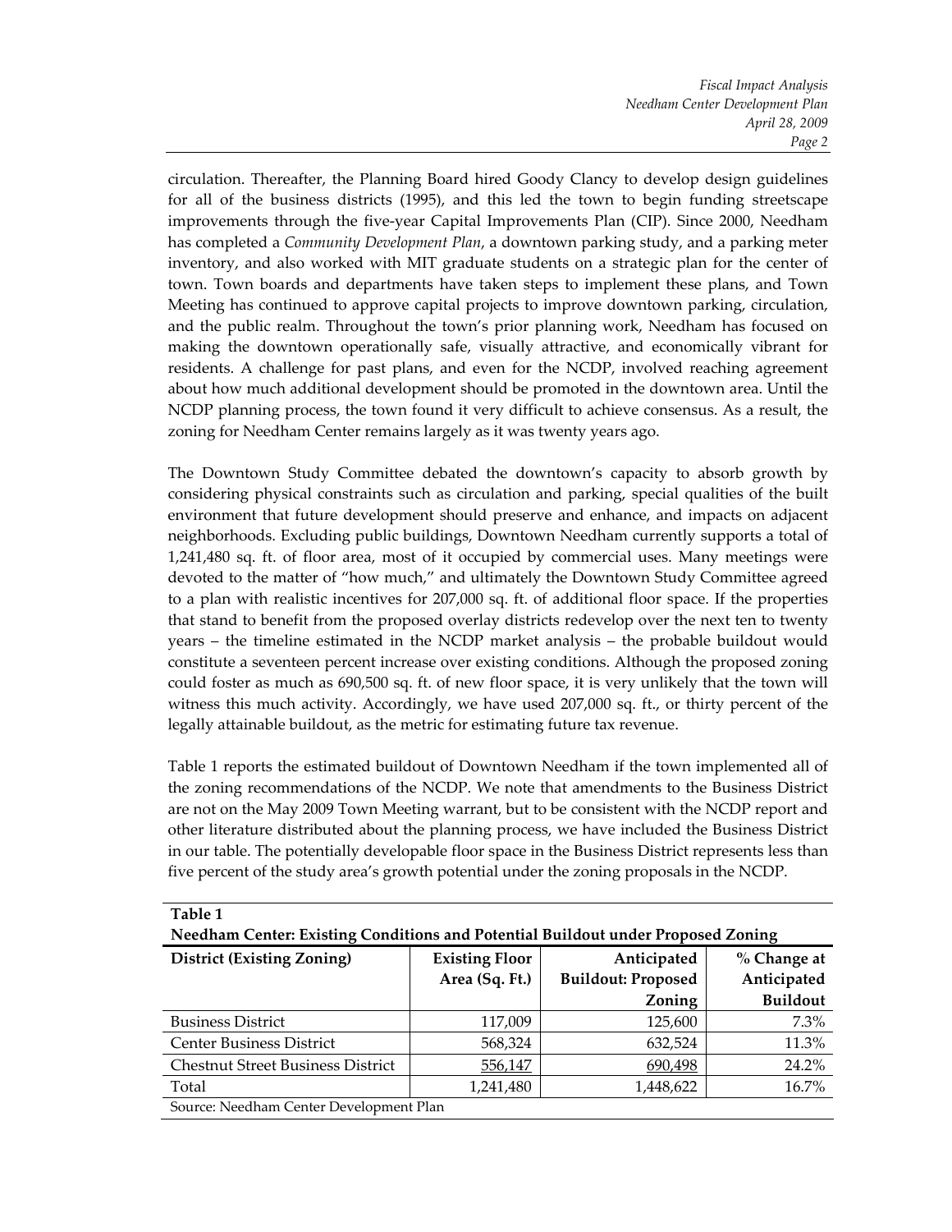circulation. Thereafter, the Planning Board hired Goody Clancy to develop design guidelines for all of the business districts (1995), and this led the town to begin funding streetscape improvements through the five-year Capital Improvements Plan (CIP). Since 2000, Needham has completed a *Community Development Plan*, a downtown parking study, and a parking meter inventory, and also worked with MIT graduate students on a strategic plan for the center of town. Town boards and departments have taken steps to implement these plans, and Town Meeting has continued to approve capital projects to improve downtown parking, circulation, and the public realm. Throughout the town's prior planning work, Needham has focused on making the downtown operationally safe, visually attractive, and economically vibrant for residents. A challenge for past plans, and even for the NCDP, involved reaching agreement about how much additional development should be promoted in the downtown area. Until the NCDP planning process, the town found it very difficult to achieve consensus. As a result, the zoning for Needham Center remains largely as it was twenty years ago.

The Downtown Study Committee debated the downtown's capacity to absorb growth by considering physical constraints such as circulation and parking, special qualities of the built environment that future development should preserve and enhance, and impacts on adjacent neighborhoods. Excluding public buildings, Downtown Needham currently supports a total of 1,241,480 sq. ft. of floor area, most of it occupied by commercial uses. Many meetings were devoted to the matter of "how much," and ultimately the Downtown Study Committee agreed to a plan with realistic incentives for 207,000 sq. ft. of additional floor space. If the properties that stand to benefit from the proposed overlay districts redevelop over the next ten to twenty years – the timeline estimated in the NCDP market analysis – the probable buildout would constitute a seventeen percent increase over existing conditions. Although the proposed zoning could foster as much as 690,500 sq. ft. of new floor space, it is very unlikely that the town will witness this much activity. Accordingly, we have used 207,000 sq. ft., or thirty percent of the legally attainable buildout, as the metric for estimating future tax revenue.

Table 1 reports the estimated buildout of Downtown Needham if the town implemented all of the zoning recommendations of the NCDP. We note that amendments to the Business District are not on the May 2009 Town Meeting warrant, but to be consistent with the NCDP report and other literature distributed about the planning process, we have included the Business District in our table. The potentially developable floor space in the Business District represents less than five percent of the study area's growth potential under the zoning proposals in the NCDP.

**Table 1**
**Needham Center: Existing Conditions and Potential Buildout under Proposed Zoning**

| District (Existing Zoning) | Existing Floor Area (Sq. Ft.) | Anticipated Buildout: Proposed Zoning | % Change at Anticipated Buildout |
|---|---|---|---|
| Business District | 117,009 | 125,600 | 7.3% |
| Center Business District | 568,324 | 632,524 | 11.3% |
| Chestnut Street Business District | 556,147 | 690,498 | 24.2% |
| Total | 1,241,480 | 1,448,622 | 16.7% |

Source: Needham Center Development Plan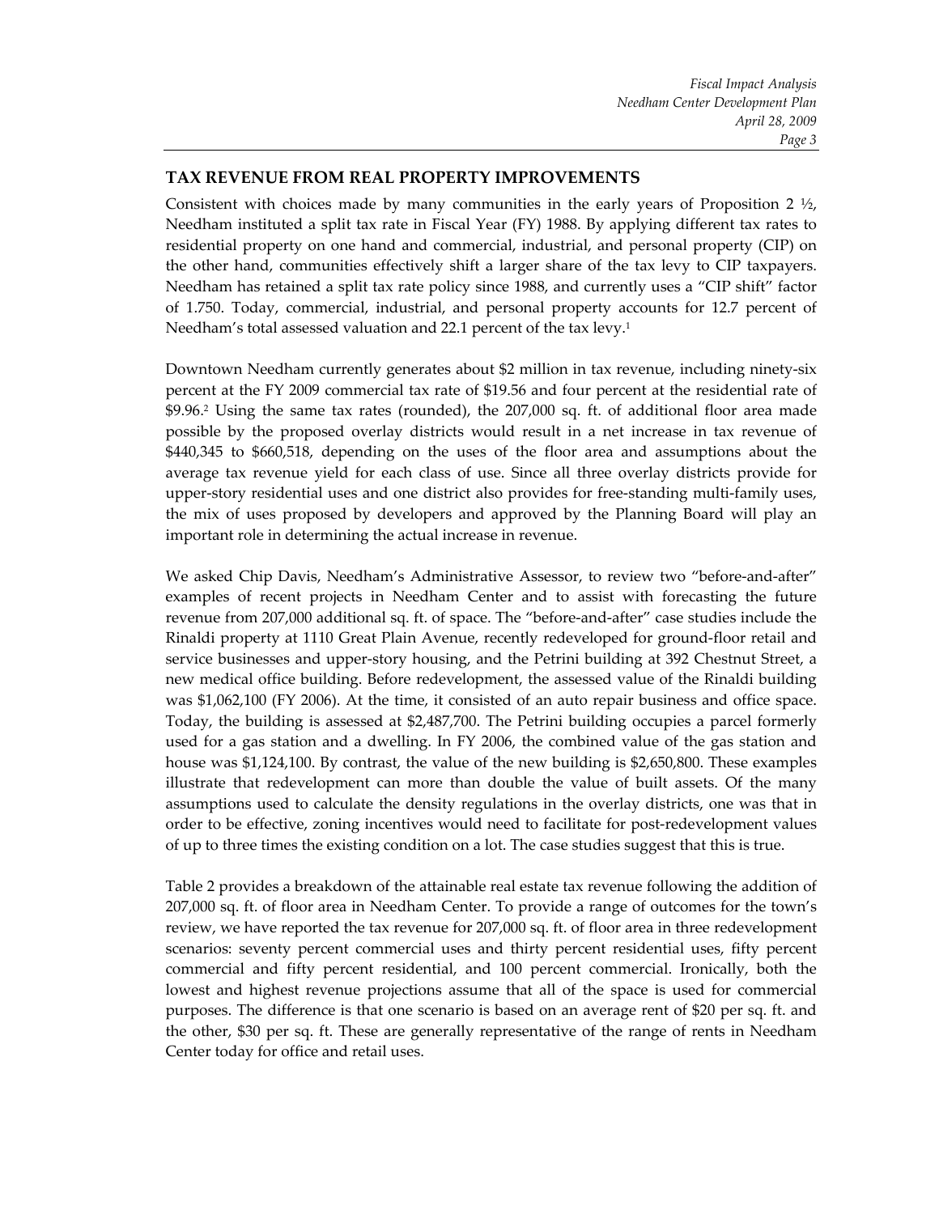## TAX REVENUE FROM REAL PROPERTY IMPROVEMENTS

Consistent with choices made by many communities in the early years of Proposition 2 ½, Needham instituted a split tax rate in Fiscal Year (FY) 1988. By applying different tax rates to residential property on one hand and commercial, industrial, and personal property (CIP) on the other hand, communities effectively shift a larger share of the tax levy to CIP taxpayers. Needham has retained a split tax rate policy since 1988, and currently uses a "CIP shift" factor of 1.750. Today, commercial, industrial, and personal property accounts for 12.7 percent of Needham's total assessed valuation and 22.1 percent of the tax levy.[1]

Downtown Needham currently generates about $2 million in tax revenue, including ninety-six percent at the FY 2009 commercial tax rate of $19.56 and four percent at the residential rate of $9.96.[2] Using the same tax rates (rounded), the 207,000 sq. ft. of additional floor area made possible by the proposed overlay districts would result in a net increase in tax revenue of $440,345 to $660,518, depending on the uses of the floor area and assumptions about the average tax revenue yield for each class of use. Since all three overlay districts provide for upper-story residential uses and one district also provides for free-standing multi-family uses, the mix of uses proposed by developers and approved by the Planning Board will play an important role in determining the actual increase in revenue.

We asked Chip Davis, Needham's Administrative Assessor, to review two "before-and-after" examples of recent projects in Needham Center and to assist with forecasting the future revenue from 207,000 sq. ft. of space. The "before-and-after" case studies include the Rinaldi property at 1110 Great Plain Avenue, recently redeveloped for ground-floor retail and service businesses and upper-story housing, and the Petrini building at 392 Chestnut Street, a new medical office building. Before redevelopment, the assessed value of the Rinaldi building was $1,062,100 (FY 2006). At the time, it consisted of an auto repair business and office space. Today, the building is assessed at $2,487,700. The Petrini building occupies a parcel formerly used for a gas station and a dwelling. In FY 2006, the combined value of the gas station and house was $1,124,100. By contrast, the value of the new building is $2,650,800. These examples illustrate that redevelopment can more than double the value of built assets. Of the many assumptions used to calculate the density regulations in the overlay districts, one was that in order to be effective, zoning incentives would need to facilitate for post-redevelopment values of up to three times the existing condition on a lot. The case studies suggest that this is true.

Table 2 provides a breakdown of the attainable real estate tax revenue following the addition of 207,000 sq. ft. of floor area in Needham Center. To provide a range of outcomes for the town's review, we have reported the tax revenue for 207,000 sq. ft. of floor area in three redevelopment scenarios: seventy percent commercial uses and thirty percent residential uses, fifty percent commercial and fifty percent residential, and 100 percent commercial. Ironically, both the lowest and highest revenue projections assume that all of the space is used for commercial purposes. The difference is that one scenario is based on an average rent of $20 per sq. ft. and the other, $30 per sq. ft. These are generally representative of the range of rents in Needham Center today for office and retail uses.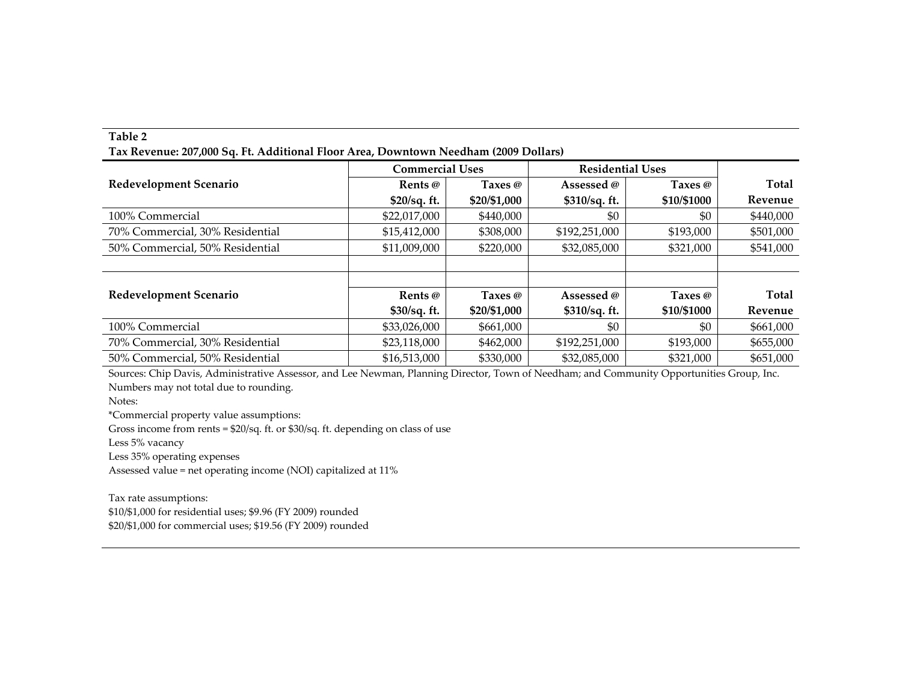**Table 2**

**Tax Revenue: 207,000 Sq. Ft. Additional Floor Area, Downtown Needham (2009 Dollars)**

| Redevelopment Scenario | Commercial Uses | | Residential Uses | | Total Revenue |
|---|---|---|---|---|---|
| | Rents @ $20/sq. ft. | Taxes @ $20/$1,000 | Assessed @ $310/sq. ft. | Taxes @ $10/$1000 | |
| 100% Commercial | $22,017,000 | $440,000 | $0 | $0 | $440,000 |
| 70% Commercial, 30% Residential | $15,412,000 | $308,000 | $192,251,000 | $193,000 | $501,000 |
| 50% Commercial, 50% Residential | $11,009,000 | $220,000 | $32,085,000 | $321,000 | $541,000 |
| | | | | | |
| **Redevelopment Scenario** | **Rents @ $30/sq. ft.** | **Taxes @ $20/$1,000** | **Assessed @ $310/sq. ft.** | **Taxes @ $10/$1000** | **Total Revenue** |
| 100% Commercial | $33,026,000 | $661,000 | $0 | $0 | $661,000 |
| 70% Commercial, 30% Residential | $23,118,000 | $462,000 | $192,251,000 | $193,000 | $655,000 |
| 50% Commercial, 50% Residential | $16,513,000 | $330,000 | $32,085,000 | $321,000 | $651,000 |

Sources: Chip Davis, Administrative Assessor, and Lee Newman, Planning Director, Town of Needham; and Community Opportunities Group, Inc.

Numbers may not total due to rounding.

Notes:

*Commercial property value assumptions:

Gross income from rents = $20/sq. ft. or $30/sq. ft. depending on class of use

Less 5% vacancy

Less 35% operating expenses

Assessed value = net operating income (NOI) capitalized at 11%

Tax rate assumptions:

$10/$1,000 for residential uses; $9.96 (FY 2009) rounded

$20/$1,000 for commercial uses; $19.56 (FY 2009) rounded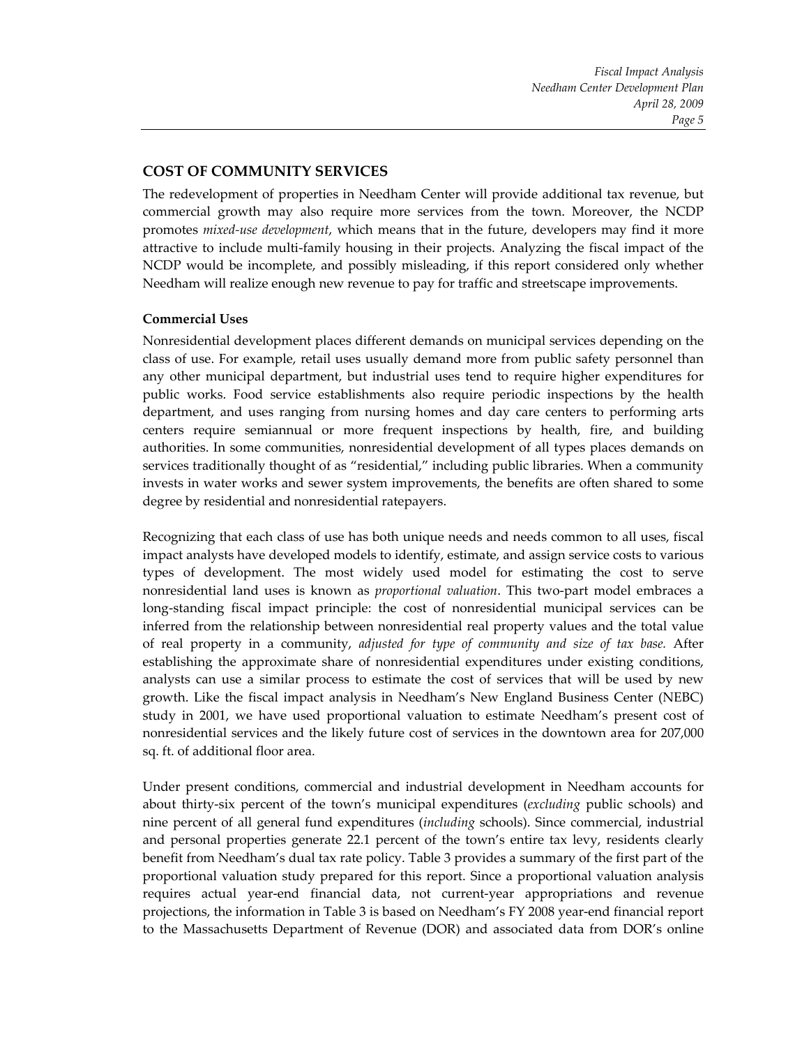## COST OF COMMUNITY SERVICES

The redevelopment of properties in Needham Center will provide additional tax revenue, but commercial growth may also require more services from the town. Moreover, the NCDP promotes *mixed-use development*, which means that in the future, developers may find it more attractive to include multi-family housing in their projects. Analyzing the fiscal impact of the NCDP would be incomplete, and possibly misleading, if this report considered only whether Needham will realize enough new revenue to pay for traffic and streetscape improvements.

### Commercial Uses

Nonresidential development places different demands on municipal services depending on the class of use. For example, retail uses usually demand more from public safety personnel than any other municipal department, but industrial uses tend to require higher expenditures for public works. Food service establishments also require periodic inspections by the health department, and uses ranging from nursing homes and day care centers to performing arts centers require semiannual or more frequent inspections by health, fire, and building authorities. In some communities, nonresidential development of all types places demands on services traditionally thought of as "residential," including public libraries. When a community invests in water works and sewer system improvements, the benefits are often shared to some degree by residential and nonresidential ratepayers.

Recognizing that each class of use has both unique needs and needs common to all uses, fiscal impact analysts have developed models to identify, estimate, and assign service costs to various types of development. The most widely used model for estimating the cost to serve nonresidential land uses is known as *proportional valuation*. This two-part model embraces a long-standing fiscal impact principle: the cost of nonresidential municipal services can be inferred from the relationship between nonresidential real property values and the total value of real property in a community, *adjusted for type of community and size of tax base.* After establishing the approximate share of nonresidential expenditures under existing conditions, analysts can use a similar process to estimate the cost of services that will be used by new growth. Like the fiscal impact analysis in Needham's New England Business Center (NEBC) study in 2001, we have used proportional valuation to estimate Needham's present cost of nonresidential services and the likely future cost of services in the downtown area for 207,000 sq. ft. of additional floor area.

Under present conditions, commercial and industrial development in Needham accounts for about thirty-six percent of the town's municipal expenditures (*excluding* public schools) and nine percent of all general fund expenditures (*including* schools). Since commercial, industrial and personal properties generate 22.1 percent of the town's entire tax levy, residents clearly benefit from Needham's dual tax rate policy. Table 3 provides a summary of the first part of the proportional valuation study prepared for this report. Since a proportional valuation analysis requires actual year-end financial data, not current-year appropriations and revenue projections, the information in Table 3 is based on Needham's FY 2008 year-end financial report to the Massachusetts Department of Revenue (DOR) and associated data from DOR's online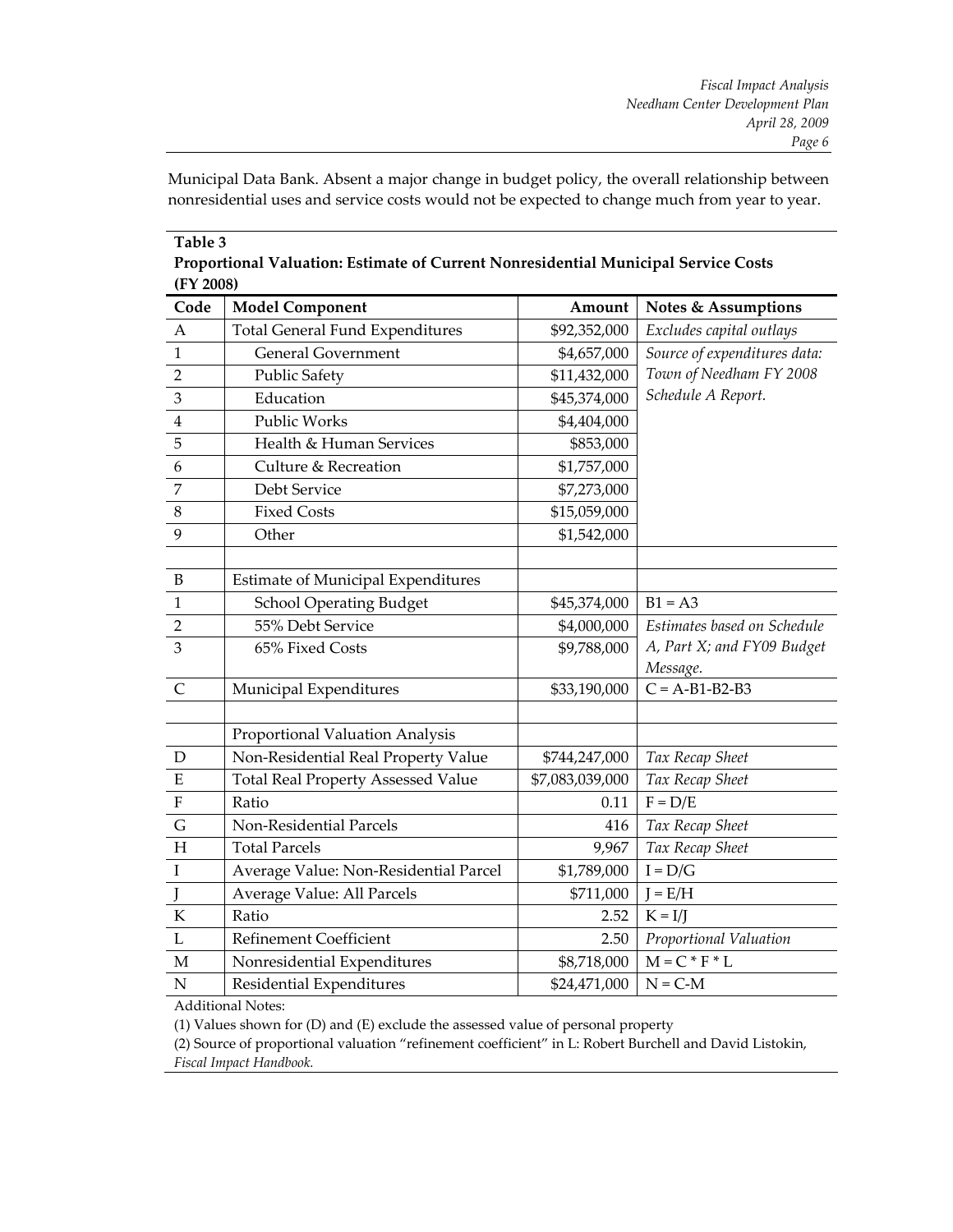Municipal Data Bank. Absent a major change in budget policy, the overall relationship between nonresidential uses and service costs would not be expected to change much from year to year.

**Table 3**
**Proportional Valuation: Estimate of Current Nonresidential Municipal Service Costs (FY 2008)**

| Code | Model Component | Amount | Notes & Assumptions |
|---|---|---|---|
| A | Total General Fund Expenditures | $92,352,000 | *Excludes capital outlays* |
| 1 | General Government | $4,657,000 | *Source of expenditures data: Town of Needham FY 2008 Schedule A Report.* |
| 2 | Public Safety | $11,432,000 | |
| 3 | Education | $45,374,000 | |
| 4 | Public Works | $4,404,000 | |
| 5 | Health & Human Services | $853,000 | |
| 6 | Culture & Recreation | $1,757,000 | |
| 7 | Debt Service | $7,273,000 | |
| 8 | Fixed Costs | $15,059,000 | |
| 9 | Other | $1,542,000 | |
| | | | |
| B | Estimate of Municipal Expenditures | | |
| 1 | School Operating Budget | $45,374,000 | B1 = A3 |
| 2 | 55% Debt Service | $4,000,000 | *Estimates based on Schedule A, Part X; and FY09 Budget Message.* |
| 3 | 65% Fixed Costs | $9,788,000 | |
| C | Municipal Expenditures | $33,190,000 | C = A-B1-B2-B3 |
| | | | |
| | Proportional Valuation Analysis | | |
| D | Non-Residential Real Property Value | $744,247,000 | *Tax Recap Sheet* |
| E | Total Real Property Assessed Value | $7,083,039,000 | *Tax Recap Sheet* |
| F | Ratio | 0.11 | F = D/E |
| G | Non-Residential Parcels | 416 | *Tax Recap Sheet* |
| H | Total Parcels | 9,967 | *Tax Recap Sheet* |
| I | Average Value: Non-Residential Parcel | $1,789,000 | I = D/G |
| J | Average Value: All Parcels | $711,000 | J = E/H |
| K | Ratio | 2.52 | K = I/J |
| L | Refinement Coefficient | 2.50 | *Proportional Valuation* |
| M | Nonresidential Expenditures | $8,718,000 | M = C * F * L |
| N | Residential Expenditures | $24,471,000 | N = C-M |

Additional Notes:

(1) Values shown for (D) and (E) exclude the assessed value of personal property

(2) Source of proportional valuation "refinement coefficient" in L: Robert Burchell and David Listokin, *Fiscal Impact Handbook.*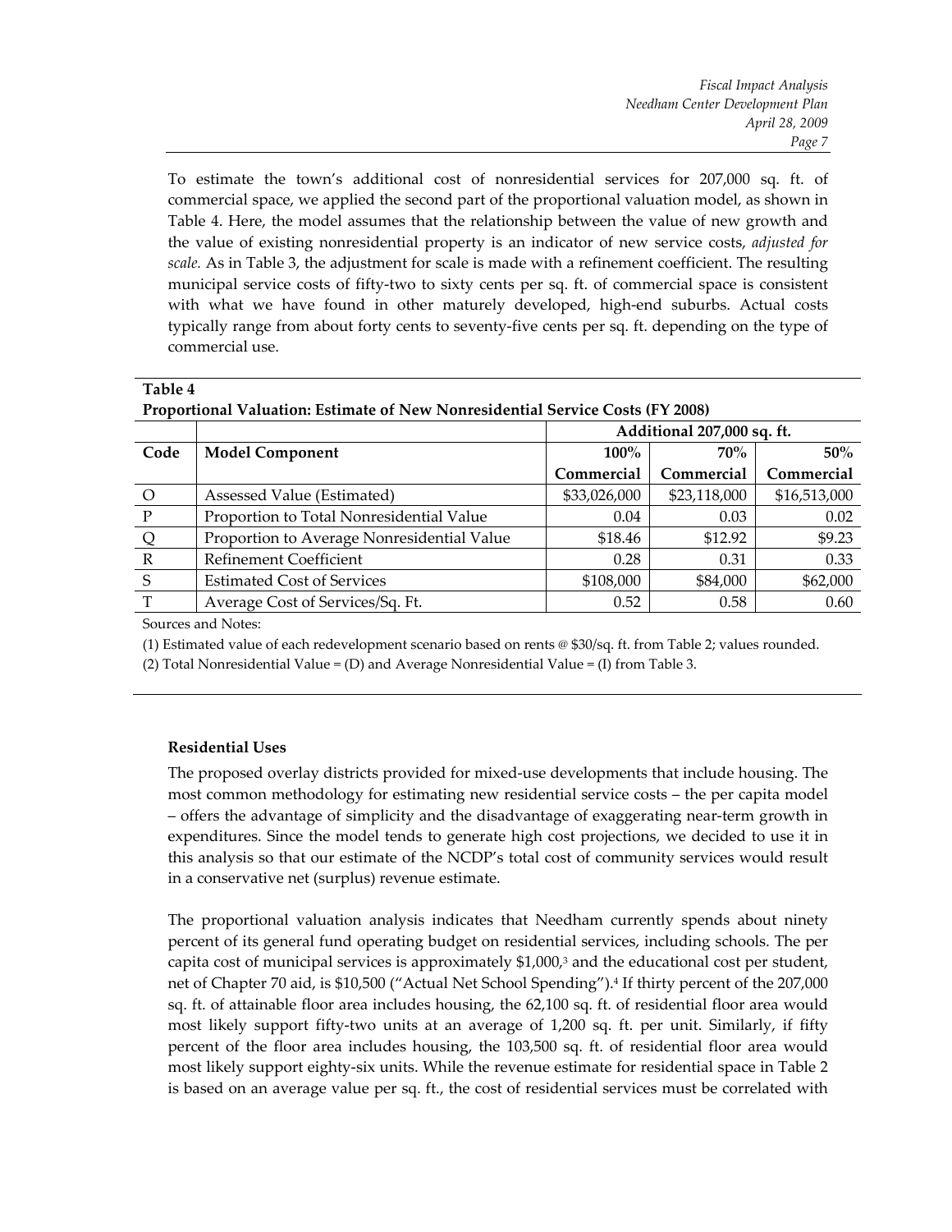To estimate the town's additional cost of nonresidential services for 207,000 sq. ft. of commercial space, we applied the second part of the proportional valuation model, as shown in Table 4. Here, the model assumes that the relationship between the value of new growth and the value of existing nonresidential property is an indicator of new service costs, *adjusted for scale.* As in Table 3, the adjustment for scale is made with a refinement coefficient. The resulting municipal service costs of fifty-two to sixty cents per sq. ft. of commercial space is consistent with what we have found in other maturely developed, high-end suburbs. Actual costs typically range from about forty cents to seventy-five cents per sq. ft. depending on the type of commercial use.

**Table 4**
**Proportional Valuation: Estimate of New Nonresidential Service Costs (FY 2008)**

| | | Additional 207,000 sq. ft. | | |
|---|---|---|---|---|
| **Code** | **Model Component** | **100% Commercial** | **70% Commercial** | **50% Commercial** |
| O | Assessed Value (Estimated) | $33,026,000 | $23,118,000 | $16,513,000 |
| P | Proportion to Total Nonresidential Value | 0.04 | 0.03 | 0.02 |
| Q | Proportion to Average Nonresidential Value | $18.46 | $12.92 | $9.23 |
| R | Refinement Coefficient | 0.28 | 0.31 | 0.33 |
| S | Estimated Cost of Services | $108,000 | $84,000 | $62,000 |
| T | Average Cost of Services/Sq. Ft. | 0.52 | 0.58 | 0.60 |

Sources and Notes:

(1) Estimated value of each redevelopment scenario based on rents @ $30/sq. ft. from Table 2; values rounded.

(2) Total Nonresidential Value = (D) and Average Nonresidential Value = (I) from Table 3.

**Residential Uses**

The proposed overlay districts provided for mixed-use developments that include housing. The most common methodology for estimating new residential service costs – the per capita model – offers the advantage of simplicity and the disadvantage of exaggerating near-term growth in expenditures. Since the model tends to generate high cost projections, we decided to use it in this analysis so that our estimate of the NCDP's total cost of community services would result in a conservative net (surplus) revenue estimate.

The proportional valuation analysis indicates that Needham currently spends about ninety percent of its general fund operating budget on residential services, including schools. The per capita cost of municipal services is approximately $1,000,[3] and the educational cost per student, net of Chapter 70 aid, is $10,500 ("Actual Net School Spending").[4] If thirty percent of the 207,000 sq. ft. of attainable floor area includes housing, the 62,100 sq. ft. of residential floor area would most likely support fifty-two units at an average of 1,200 sq. ft. per unit. Similarly, if fifty percent of the floor area includes housing, the 103,500 sq. ft. of residential floor area would most likely support eighty-six units. While the revenue estimate for residential space in Table 2 is based on an average value per sq. ft., the cost of residential services must be correlated with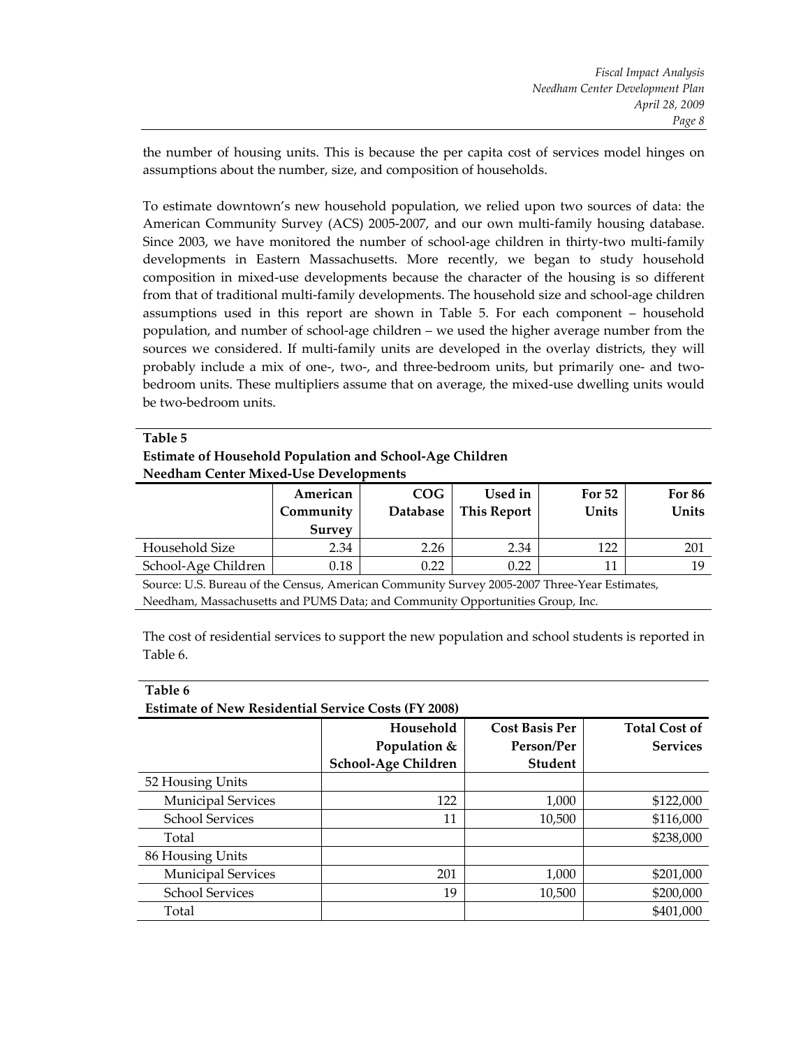the number of housing units. This is because the per capita cost of services model hinges on assumptions about the number, size, and composition of households.

To estimate downtown's new household population, we relied upon two sources of data: the American Community Survey (ACS) 2005-2007, and our own multi-family housing database. Since 2003, we have monitored the number of school-age children in thirty-two multi-family developments in Eastern Massachusetts. More recently, we began to study household composition in mixed-use developments because the character of the housing is so different from that of traditional multi-family developments. The household size and school-age children assumptions used in this report are shown in Table 5. For each component – household population, and number of school-age children – we used the higher average number from the sources we considered. If multi-family units are developed in the overlay districts, they will probably include a mix of one-, two-, and three-bedroom units, but primarily one- and two-bedroom units. These multipliers assume that on average, the mixed-use dwelling units would be two-bedroom units.

**Table 5**
**Estimate of Household Population and School-Age Children**
**Needham Center Mixed-Use Developments**

| | American Community Survey | COG Database | Used in This Report | For 52 Units | For 86 Units |
|---|---|---|---|---|---|
| Household Size | 2.34 | 2.26 | 2.34 | 122 | 201 |
| School-Age Children | 0.18 | 0.22 | 0.22 | 11 | 19 |

Source: U.S. Bureau of the Census, American Community Survey 2005-2007 Three-Year Estimates, Needham, Massachusetts and PUMS Data; and Community Opportunities Group, Inc.

The cost of residential services to support the new population and school students is reported in Table 6.

**Table 6**
**Estimate of New Residential Service Costs (FY 2008)**

| | Household Population & School-Age Children | Cost Basis Per Person/Per Student | Total Cost of Services |
|---|---|---|---|
| 52 Housing Units | | | |
| Municipal Services | 122 | 1,000 | $122,000 |
| School Services | 11 | 10,500 | $116,000 |
| Total | | | $238,000 |
| 86 Housing Units | | | |
| Municipal Services | 201 | 1,000 | $201,000 |
| School Services | 19 | 10,500 | $200,000 |
| Total | | | $401,000 |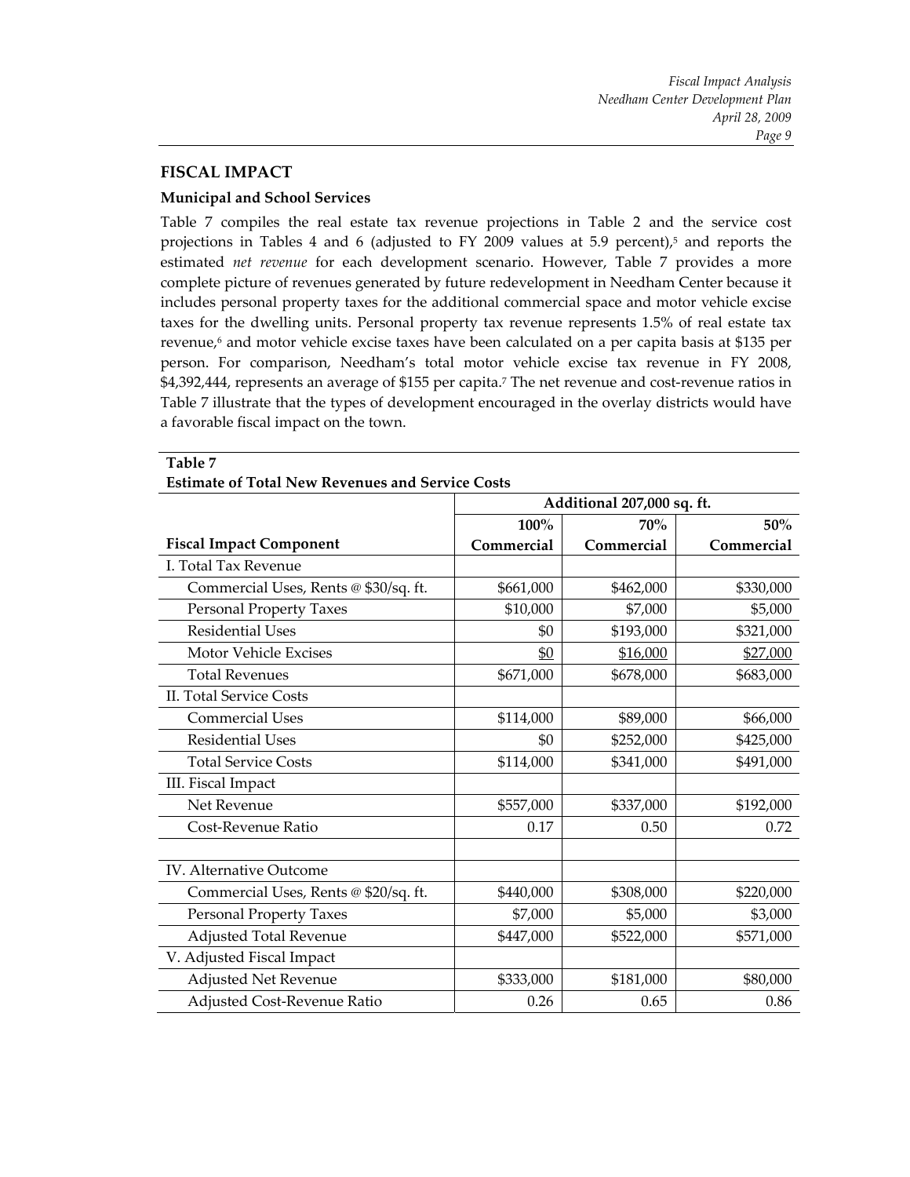## FISCAL IMPACT

### Municipal and School Services

Table 7 compiles the real estate tax revenue projections in Table 2 and the service cost projections in Tables 4 and 6 (adjusted to FY 2009 values at 5.9 percent),[5] and reports the estimated *net revenue* for each development scenario. However, Table 7 provides a more complete picture of revenues generated by future redevelopment in Needham Center because it includes personal property taxes for the additional commercial space and motor vehicle excise taxes for the dwelling units. Personal property tax revenue represents 1.5% of real estate tax revenue,[6] and motor vehicle excise taxes have been calculated on a per capita basis at $135 per person. For comparison, Needham's total motor vehicle excise tax revenue in FY 2008, $4,392,444, represents an average of $155 per capita.[7] The net revenue and cost-revenue ratios in Table 7 illustrate that the types of development encouraged in the overlay districts would have a favorable fiscal impact on the town.

**Table 7**
**Estimate of Total New Revenues and Service Costs**

| | Additional 207,000 sq. ft. | | |
|---|---|---|---|
| **Fiscal Impact Component** | **100% Commercial** | **70% Commercial** | **50% Commercial** |
| I. Total Tax Revenue | | | |
| Commercial Uses, Rents @ $30/sq. ft. | $661,000 | $462,000 | $330,000 |
| Personal Property Taxes | $10,000 | $7,000 | $5,000 |
| Residential Uses | $0 | $193,000 | $321,000 |
| Motor Vehicle Excises | $0 | $16,000 | $27,000 |
| Total Revenues | $671,000 | $678,000 | $683,000 |
| II. Total Service Costs | | | |
| Commercial Uses | $114,000 | $89,000 | $66,000 |
| Residential Uses | $0 | $252,000 | $425,000 |
| Total Service Costs | $114,000 | $341,000 | $491,000 |
| III. Fiscal Impact | | | |
| Net Revenue | $557,000 | $337,000 | $192,000 |
| Cost-Revenue Ratio | 0.17 | 0.50 | 0.72 |
| | | | |
| IV. Alternative Outcome | | | |
| Commercial Uses, Rents @ $20/sq. ft. | $440,000 | $308,000 | $220,000 |
| Personal Property Taxes | $7,000 | $5,000 | $3,000 |
| Adjusted Total Revenue | $447,000 | $522,000 | $571,000 |
| V. Adjusted Fiscal Impact | | | |
| Adjusted Net Revenue | $333,000 | $181,000 | $80,000 |
| Adjusted Cost-Revenue Ratio | 0.26 | 0.65 | 0.86 |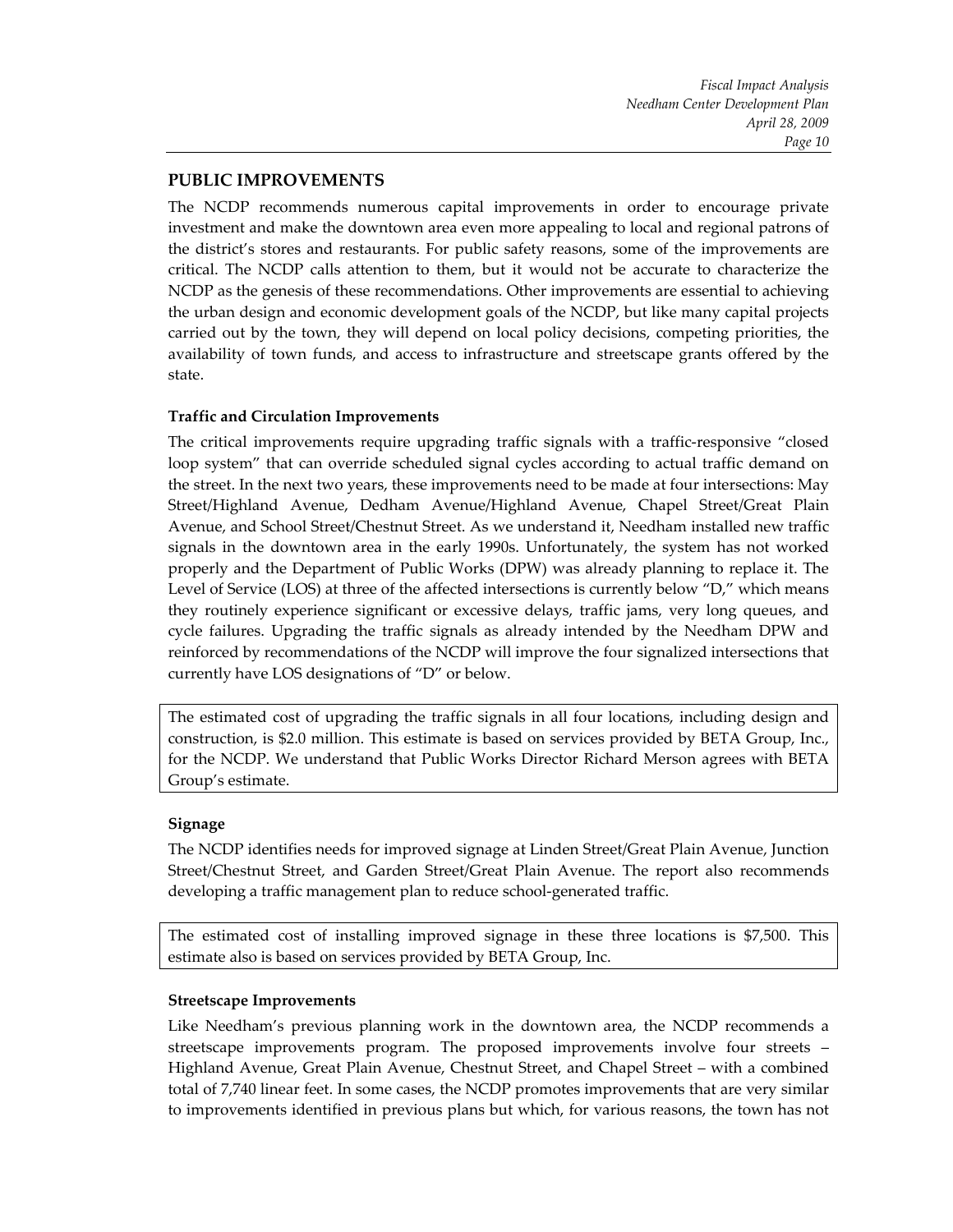## PUBLIC IMPROVEMENTS

The NCDP recommends numerous capital improvements in order to encourage private investment and make the downtown area even more appealing to local and regional patrons of the district's stores and restaurants. For public safety reasons, some of the improvements are critical. The NCDP calls attention to them, but it would not be accurate to characterize the NCDP as the genesis of these recommendations. Other improvements are essential to achieving the urban design and economic development goals of the NCDP, but like many capital projects carried out by the town, they will depend on local policy decisions, competing priorities, the availability of town funds, and access to infrastructure and streetscape grants offered by the state.

### Traffic and Circulation Improvements

The critical improvements require upgrading traffic signals with a traffic-responsive "closed loop system" that can override scheduled signal cycles according to actual traffic demand on the street. In the next two years, these improvements need to be made at four intersections: May Street/Highland Avenue, Dedham Avenue/Highland Avenue, Chapel Street/Great Plain Avenue, and School Street/Chestnut Street. As we understand it, Needham installed new traffic signals in the downtown area in the early 1990s. Unfortunately, the system has not worked properly and the Department of Public Works (DPW) was already planning to replace it. The Level of Service (LOS) at three of the affected intersections is currently below "D," which means they routinely experience significant or excessive delays, traffic jams, very long queues, and cycle failures. Upgrading the traffic signals as already intended by the Needham DPW and reinforced by recommendations of the NCDP will improve the four signalized intersections that currently have LOS designations of "D" or below.

The estimated cost of upgrading the traffic signals in all four locations, including design and construction, is $2.0 million. This estimate is based on services provided by BETA Group, Inc., for the NCDP. We understand that Public Works Director Richard Merson agrees with BETA Group's estimate.

### Signage

The NCDP identifies needs for improved signage at Linden Street/Great Plain Avenue, Junction Street/Chestnut Street, and Garden Street/Great Plain Avenue. The report also recommends developing a traffic management plan to reduce school-generated traffic.

The estimated cost of installing improved signage in these three locations is $7,500. This estimate also is based on services provided by BETA Group, Inc.

### Streetscape Improvements

Like Needham's previous planning work in the downtown area, the NCDP recommends a streetscape improvements program. The proposed improvements involve four streets – Highland Avenue, Great Plain Avenue, Chestnut Street, and Chapel Street – with a combined total of 7,740 linear feet. In some cases, the NCDP promotes improvements that are very similar to improvements identified in previous plans but which, for various reasons, the town has not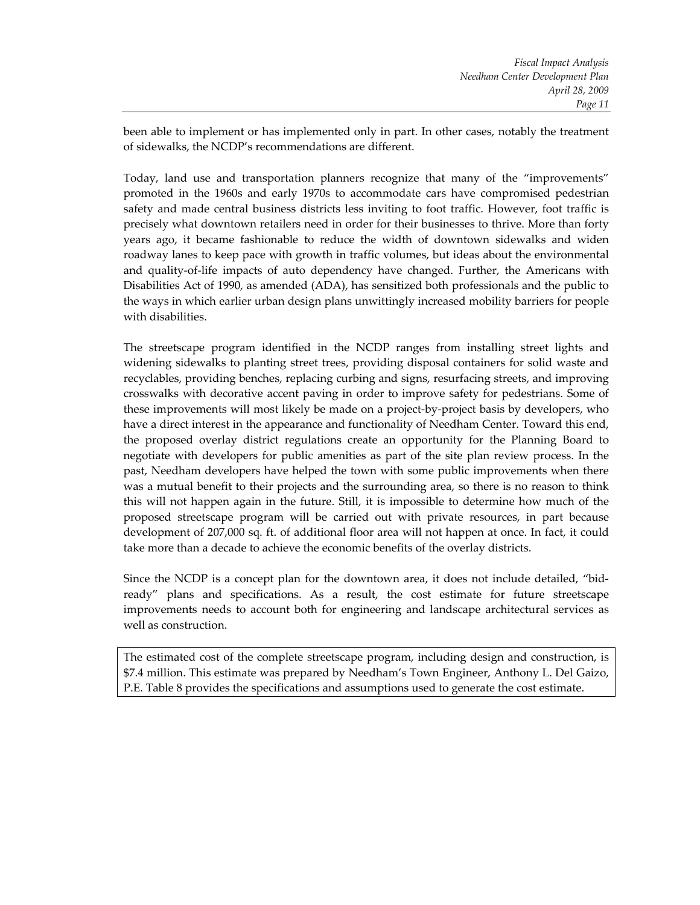been able to implement or has implemented only in part. In other cases, notably the treatment of sidewalks, the NCDP's recommendations are different.

Today, land use and transportation planners recognize that many of the "improvements" promoted in the 1960s and early 1970s to accommodate cars have compromised pedestrian safety and made central business districts less inviting to foot traffic. However, foot traffic is precisely what downtown retailers need in order for their businesses to thrive. More than forty years ago, it became fashionable to reduce the width of downtown sidewalks and widen roadway lanes to keep pace with growth in traffic volumes, but ideas about the environmental and quality-of-life impacts of auto dependency have changed. Further, the Americans with Disabilities Act of 1990, as amended (ADA), has sensitized both professionals and the public to the ways in which earlier urban design plans unwittingly increased mobility barriers for people with disabilities.

The streetscape program identified in the NCDP ranges from installing street lights and widening sidewalks to planting street trees, providing disposal containers for solid waste and recyclables, providing benches, replacing curbing and signs, resurfacing streets, and improving crosswalks with decorative accent paving in order to improve safety for pedestrians. Some of these improvements will most likely be made on a project-by-project basis by developers, who have a direct interest in the appearance and functionality of Needham Center. Toward this end, the proposed overlay district regulations create an opportunity for the Planning Board to negotiate with developers for public amenities as part of the site plan review process. In the past, Needham developers have helped the town with some public improvements when there was a mutual benefit to their projects and the surrounding area, so there is no reason to think this will not happen again in the future. Still, it is impossible to determine how much of the proposed streetscape program will be carried out with private resources, in part because development of 207,000 sq. ft. of additional floor area will not happen at once. In fact, it could take more than a decade to achieve the economic benefits of the overlay districts.

Since the NCDP is a concept plan for the downtown area, it does not include detailed, "bid-ready" plans and specifications. As a result, the cost estimate for future streetscape improvements needs to account both for engineering and landscape architectural services as well as construction.

The estimated cost of the complete streetscape program, including design and construction, is $7.4 million. This estimate was prepared by Needham's Town Engineer, Anthony L. Del Gaizo, P.E. Table 8 provides the specifications and assumptions used to generate the cost estimate.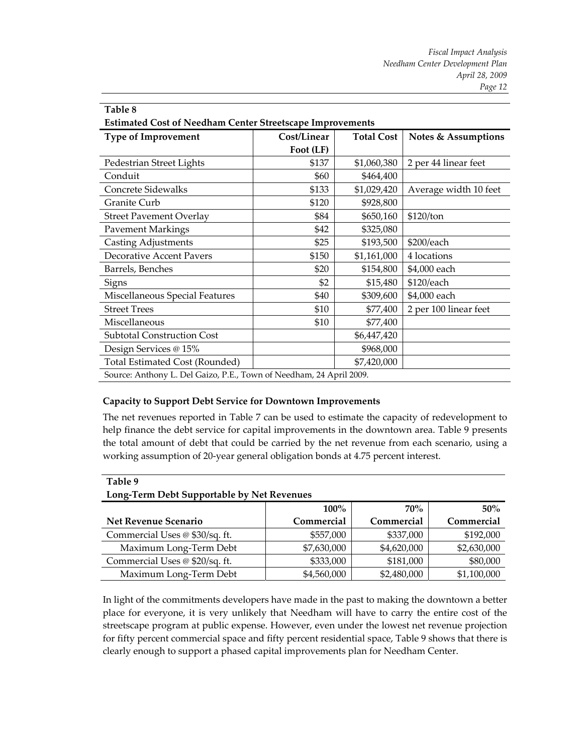**Table 8**
**Estimated Cost of Needham Center Streetscape Improvements**

| Type of Improvement | Cost/Linear Foot (LF) | Total Cost | Notes & Assumptions |
|---|---|---|---|
| Pedestrian Street Lights | $137 | $1,060,380 | 2 per 44 linear feet |
| Conduit | $60 | $464,400 | |
| Concrete Sidewalks | $133 | $1,029,420 | Average width 10 feet |
| Granite Curb | $120 | $928,800 | |
| Street Pavement Overlay | $84 | $650,160 | $120/ton |
| Pavement Markings | $42 | $325,080 | |
| Casting Adjustments | $25 | $193,500 | $200/each |
| Decorative Accent Pavers | $150 | $1,161,000 | 4 locations |
| Barrels, Benches | $20 | $154,800 | $4,000 each |
| Signs | $2 | $15,480 | $120/each |
| Miscellaneous Special Features | $40 | $309,600 | $4,000 each |
| Street Trees | $10 | $77,400 | 2 per 100 linear feet |
| Miscellaneous | $10 | $77,400 | |
| Subtotal Construction Cost | | $6,447,420 | |
| Design Services @ 15% | | $968,000 | |
| Total Estimated Cost (Rounded) | | $7,420,000 | |

Source: Anthony L. Del Gaizo, P.E., Town of Needham, 24 April 2009.

**Capacity to Support Debt Service for Downtown Improvements**

The net revenues reported in Table 7 can be used to estimate the capacity of redevelopment to help finance the debt service for capital improvements in the downtown area. Table 9 presents the total amount of debt that could be carried by the net revenue from each scenario, using a working assumption of 20-year general obligation bonds at 4.75 percent interest.

**Table 9**
**Long-Term Debt Supportable by Net Revenues**

| Net Revenue Scenario | 100% Commercial | 70% Commercial | 50% Commercial |
|---|---|---|---|
| Commercial Uses @ $30/sq. ft. | $557,000 | $337,000 | $192,000 |
| Maximum Long-Term Debt | $7,630,000 | $4,620,000 | $2,630,000 |
| Commercial Uses @ $20/sq. ft. | $333,000 | $181,000 | $80,000 |
| Maximum Long-Term Debt | $4,560,000 | $2,480,000 | $1,100,000 |

In light of the commitments developers have made in the past to making the downtown a better place for everyone, it is very unlikely that Needham will have to carry the entire cost of the streetscape program at public expense. However, even under the lowest net revenue projection for fifty percent commercial space and fifty percent residential space, Table 9 shows that there is clearly enough to support a phased capital improvements plan for Needham Center.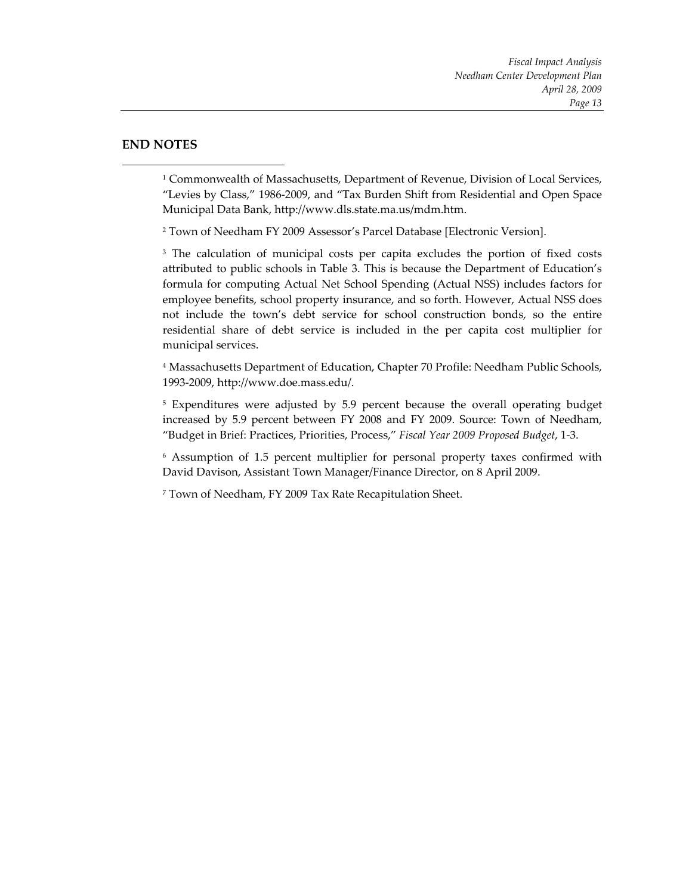## END NOTES

[1] Commonwealth of Massachusetts, Department of Revenue, Division of Local Services, "Levies by Class," 1986-2009, and "Tax Burden Shift from Residential and Open Space Municipal Data Bank, http://www.dls.state.ma.us/mdm.htm.

[2] Town of Needham FY 2009 Assessor's Parcel Database [Electronic Version].

[3] The calculation of municipal costs per capita excludes the portion of fixed costs attributed to public schools in Table 3. This is because the Department of Education's formula for computing Actual Net School Spending (Actual NSS) includes factors for employee benefits, school property insurance, and so forth. However, Actual NSS does not include the town's debt service for school construction bonds, so the entire residential share of debt service is included in the per capita cost multiplier for municipal services.

[4] Massachusetts Department of Education, Chapter 70 Profile: Needham Public Schools, 1993-2009, http://www.doe.mass.edu/.

[5] Expenditures were adjusted by 5.9 percent because the overall operating budget increased by 5.9 percent between FY 2008 and FY 2009. Source: Town of Needham, "Budget in Brief: Practices, Priorities, Process," *Fiscal Year 2009 Proposed Budget*, 1-3.

[6] Assumption of 1.5 percent multiplier for personal property taxes confirmed with David Davison, Assistant Town Manager/Finance Director, on 8 April 2009.

[7] Town of Needham, FY 2009 Tax Rate Recapitulation Sheet.